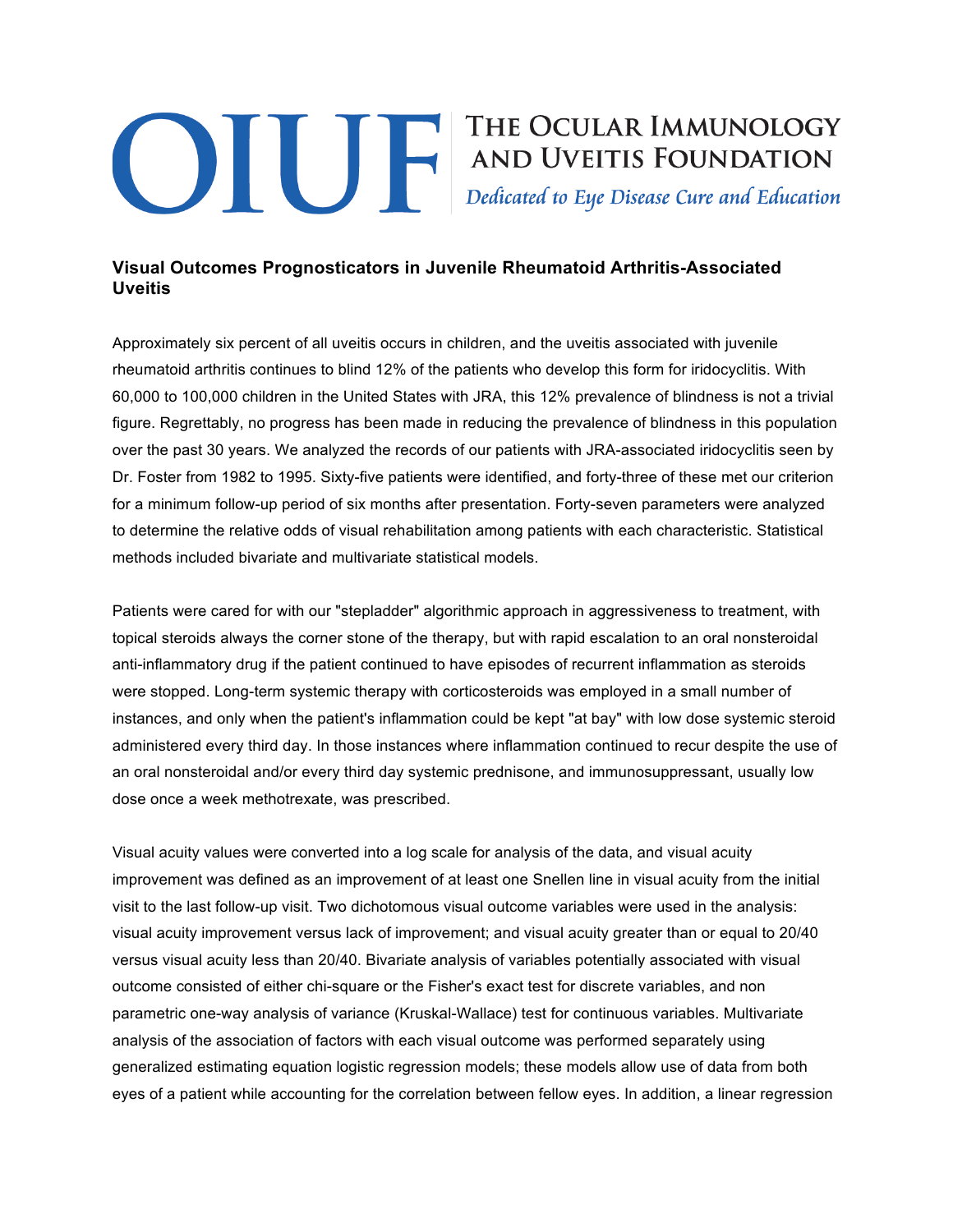# OIUF — The Ocular Immunology and Uveitis Foundation

*Dedicated to Eye Disease Cure and Education*

## Visual Outcomes Prognosticators in Juvenile Rheumatoid Arthritis-Associated Uveitis

Approximately six percent of all uveitis occurs in children, and the uveitis associated with juvenile rheumatoid arthritis continues to blind 12% of the patients who develop this form for iridocyclitis. With 60,000 to 100,000 children in the United States with JRA, this 12% prevalence of blindness is not a trivial figure. Regrettably, no progress has been made in reducing the prevalence of blindness in this population over the past 30 years. We analyzed the records of our patients with JRA-associated iridocyclitis seen by Dr. Foster from 1982 to 1995. Sixty-five patients were identified, and forty-three of these met our criterion for a minimum follow-up period of six months after presentation. Forty-seven parameters were analyzed to determine the relative odds of visual rehabilitation among patients with each characteristic. Statistical methods included bivariate and multivariate statistical models.

Patients were cared for with our "stepladder" algorithmic approach in aggressiveness to treatment, with topical steroids always the corner stone of the therapy, but with rapid escalation to an oral nonsteroidal anti-inflammatory drug if the patient continued to have episodes of recurrent inflammation as steroids were stopped. Long-term systemic therapy with corticosteroids was employed in a small number of instances, and only when the patient's inflammation could be kept "at bay" with low dose systemic steroid administered every third day. In those instances where inflammation continued to recur despite the use of an oral nonsteroidal and/or every third day systemic prednisone, and immunosuppressant, usually low dose once a week methotrexate, was prescribed.

Visual acuity values were converted into a log scale for analysis of the data, and visual acuity improvement was defined as an improvement of at least one Snellen line in visual acuity from the initial visit to the last follow-up visit. Two dichotomous visual outcome variables were used in the analysis: visual acuity improvement versus lack of improvement; and visual acuity greater than or equal to 20/40 versus visual acuity less than 20/40. Bivariate analysis of variables potentially associated with visual outcome consisted of either chi-square or the Fisher's exact test for discrete variables, and non parametric one-way analysis of variance (Kruskal-Wallace) test for continuous variables. Multivariate analysis of the association of factors with each visual outcome was performed separately using generalized estimating equation logistic regression models; these models allow use of data from both eyes of a patient while accounting for the correlation between fellow eyes. In addition, a linear regression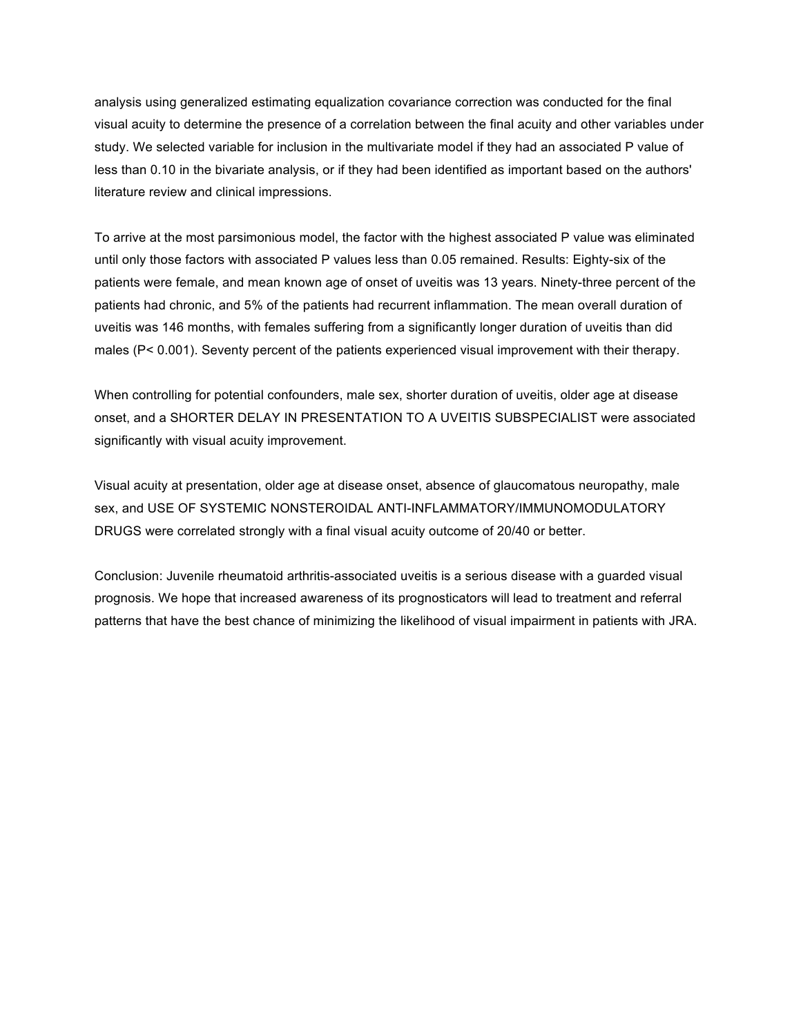analysis using generalized estimating equalization covariance correction was conducted for the final visual acuity to determine the presence of a correlation between the final acuity and other variables under study. We selected variable for inclusion in the multivariate model if they had an associated P value of less than 0.10 in the bivariate analysis, or if they had been identified as important based on the authors' literature review and clinical impressions.

To arrive at the most parsimonious model, the factor with the highest associated P value was eliminated until only those factors with associated P values less than 0.05 remained. Results: Eighty-six of the patients were female, and mean known age of onset of uveitis was 13 years. Ninety-three percent of the patients had chronic, and 5% of the patients had recurrent inflammation. The mean overall duration of uveitis was 146 months, with females suffering from a significantly longer duration of uveitis than did males ($P < 0.001$). Seventy percent of the patients experienced visual improvement with their therapy.

When controlling for potential confounders, male sex, shorter duration of uveitis, older age at disease onset, and a SHORTER DELAY IN PRESENTATION TO A UVEITIS SUBSPECIALIST were associated significantly with visual acuity improvement.

Visual acuity at presentation, older age at disease onset, absence of glaucomatous neuropathy, male sex, and USE OF SYSTEMIC NONSTEROIDAL ANTI-INFLAMMATORY/IMMUNOMODULATORY DRUGS were correlated strongly with a final visual acuity outcome of 20/40 or better.

Conclusion: Juvenile rheumatoid arthritis-associated uveitis is a serious disease with a guarded visual prognosis. We hope that increased awareness of its prognosticators will lead to treatment and referral patterns that have the best chance of minimizing the likelihood of visual impairment in patients with JRA.